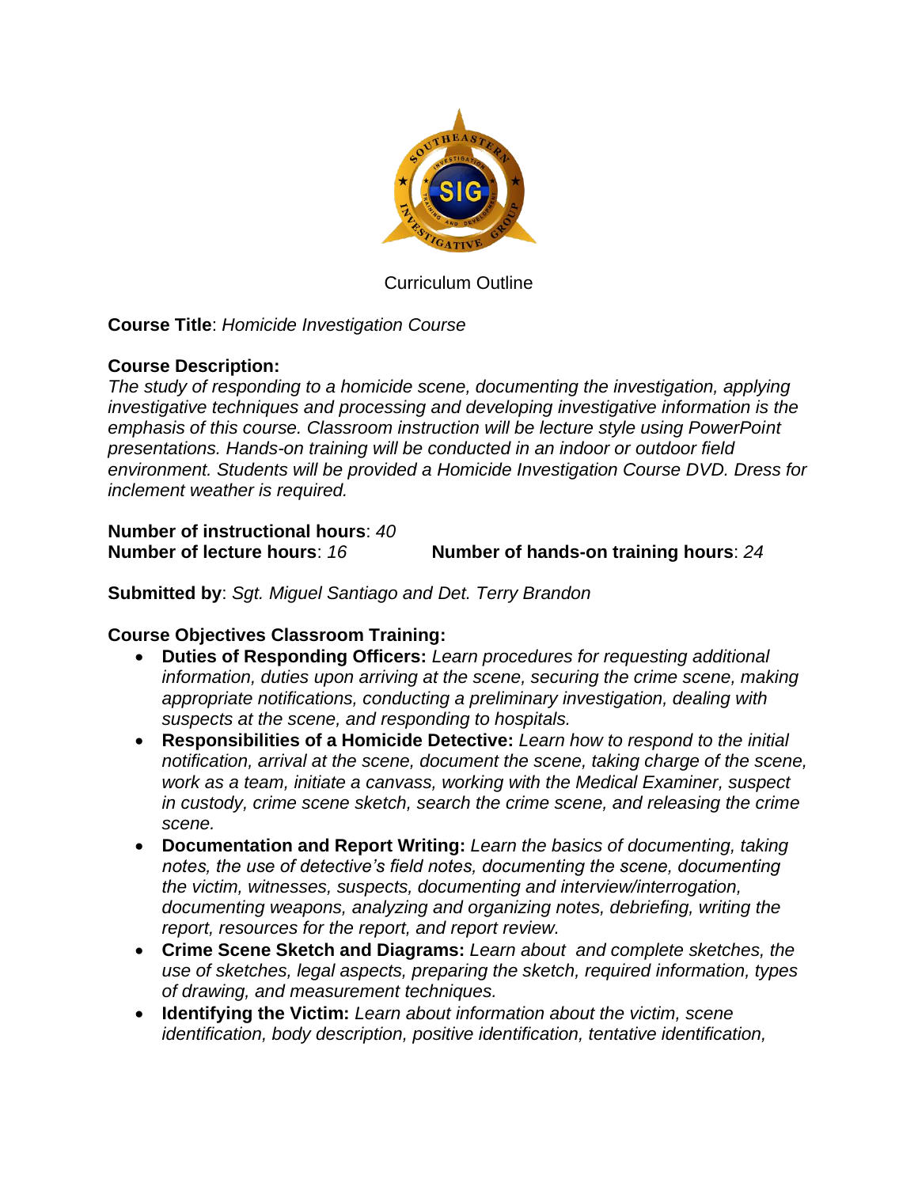Curriculum Outline

**Course Title**: *Homicide Investigation Course*

**Course Description:**
*The study of responding to a homicide scene, documenting the investigation, applying investigative techniques and processing and developing investigative information is the emphasis of this course. Classroom instruction will be lecture style using PowerPoint presentations. Hands-on training will be conducted in an indoor or outdoor field environment. Students will be provided a Homicide Investigation Course DVD. Dress for inclement weather is required.*

**Number of instructional hours**: *40*
**Number of lecture hours**: *16* **Number of hands-on training hours**: *24*

**Submitted by**: *Sgt. Miguel Santiago and Det. Terry Brandon*

**Course Objectives Classroom Training:**

- **Duties of Responding Officers:** *Learn procedures for requesting additional information, duties upon arriving at the scene, securing the crime scene, making appropriate notifications, conducting a preliminary investigation, dealing with suspects at the scene, and responding to hospitals.*
- **Responsibilities of a Homicide Detective:** *Learn how to respond to the initial notification, arrival at the scene, document the scene, taking charge of the scene, work as a team, initiate a canvass, working with the Medical Examiner, suspect in custody, crime scene sketch, search the crime scene, and releasing the crime scene.*
- **Documentation and Report Writing:** *Learn the basics of documenting, taking notes, the use of detective's field notes, documenting the scene, documenting the victim, witnesses, suspects, documenting and interview/interrogation, documenting weapons, analyzing and organizing notes, debriefing, writing the report, resources for the report, and report review.*
- **Crime Scene Sketch and Diagrams:** *Learn about and complete sketches, the use of sketches, legal aspects, preparing the sketch, required information, types of drawing, and measurement techniques.*
- **Identifying the Victim:** *Learn about information about the victim, scene identification, body description, positive identification, tentative identification,*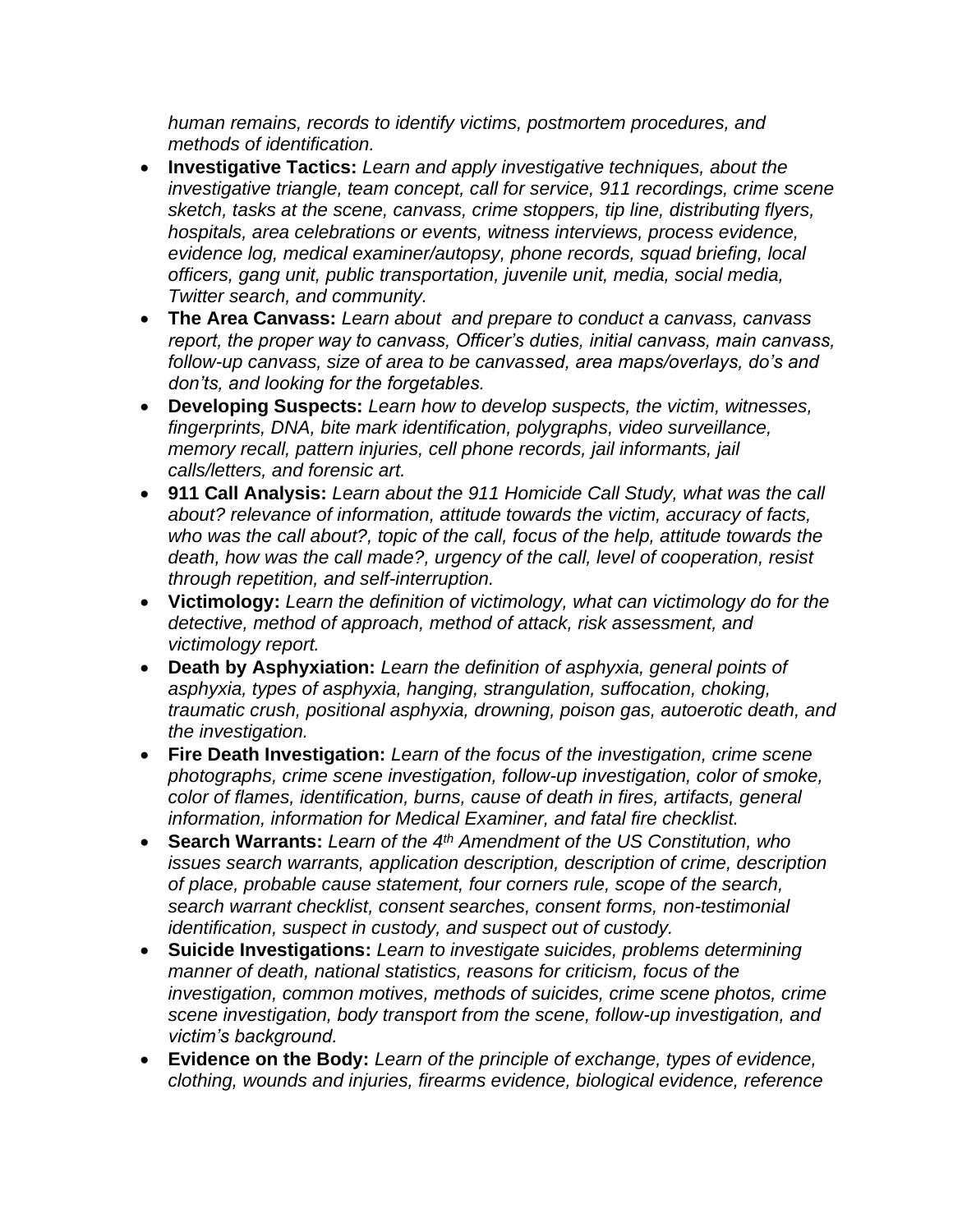*human remains, records to identify victims, postmortem procedures, and methods of identification.*

- **Investigative Tactics:** *Learn and apply investigative techniques, about the investigative triangle, team concept, call for service, 911 recordings, crime scene sketch, tasks at the scene, canvass, crime stoppers, tip line, distributing flyers, hospitals, area celebrations or events, witness interviews, process evidence, evidence log, medical examiner/autopsy, phone records, squad briefing, local officers, gang unit, public transportation, juvenile unit, media, social media, Twitter search, and community.*
- **The Area Canvass:** *Learn about and prepare to conduct a canvass, canvass report, the proper way to canvass, Officer's duties, initial canvass, main canvass, follow-up canvass, size of area to be canvassed, area maps/overlays, do's and don'ts, and looking for the forgetables.*
- **Developing Suspects:** *Learn how to develop suspects, the victim, witnesses, fingerprints, DNA, bite mark identification, polygraphs, video surveillance, memory recall, pattern injuries, cell phone records, jail informants, jail calls/letters, and forensic art.*
- **911 Call Analysis:** *Learn about the 911 Homicide Call Study, what was the call about? relevance of information, attitude towards the victim, accuracy of facts, who was the call about?, topic of the call, focus of the help, attitude towards the death, how was the call made?, urgency of the call, level of cooperation, resist through repetition, and self-interruption.*
- **Victimology:** *Learn the definition of victimology, what can victimology do for the detective, method of approach, method of attack, risk assessment, and victimology report.*
- **Death by Asphyxiation:** *Learn the definition of asphyxia, general points of asphyxia, types of asphyxia, hanging, strangulation, suffocation, choking, traumatic crush, positional asphyxia, drowning, poison gas, autoerotic death, and the investigation.*
- **Fire Death Investigation:** *Learn of the focus of the investigation, crime scene photographs, crime scene investigation, follow-up investigation, color of smoke, color of flames, identification, burns, cause of death in fires, artifacts, general information, information for Medical Examiner, and fatal fire checklist.*
- **Search Warrants:** *Learn of the 4th Amendment of the US Constitution, who issues search warrants, application description, description of crime, description of place, probable cause statement, four corners rule, scope of the search, search warrant checklist, consent searches, consent forms, non-testimonial identification, suspect in custody, and suspect out of custody.*
- **Suicide Investigations:** *Learn to investigate suicides, problems determining manner of death, national statistics, reasons for criticism, focus of the investigation, common motives, methods of suicides, crime scene photos, crime scene investigation, body transport from the scene, follow-up investigation, and victim's background.*
- **Evidence on the Body:** *Learn of the principle of exchange, types of evidence, clothing, wounds and injuries, firearms evidence, biological evidence, reference*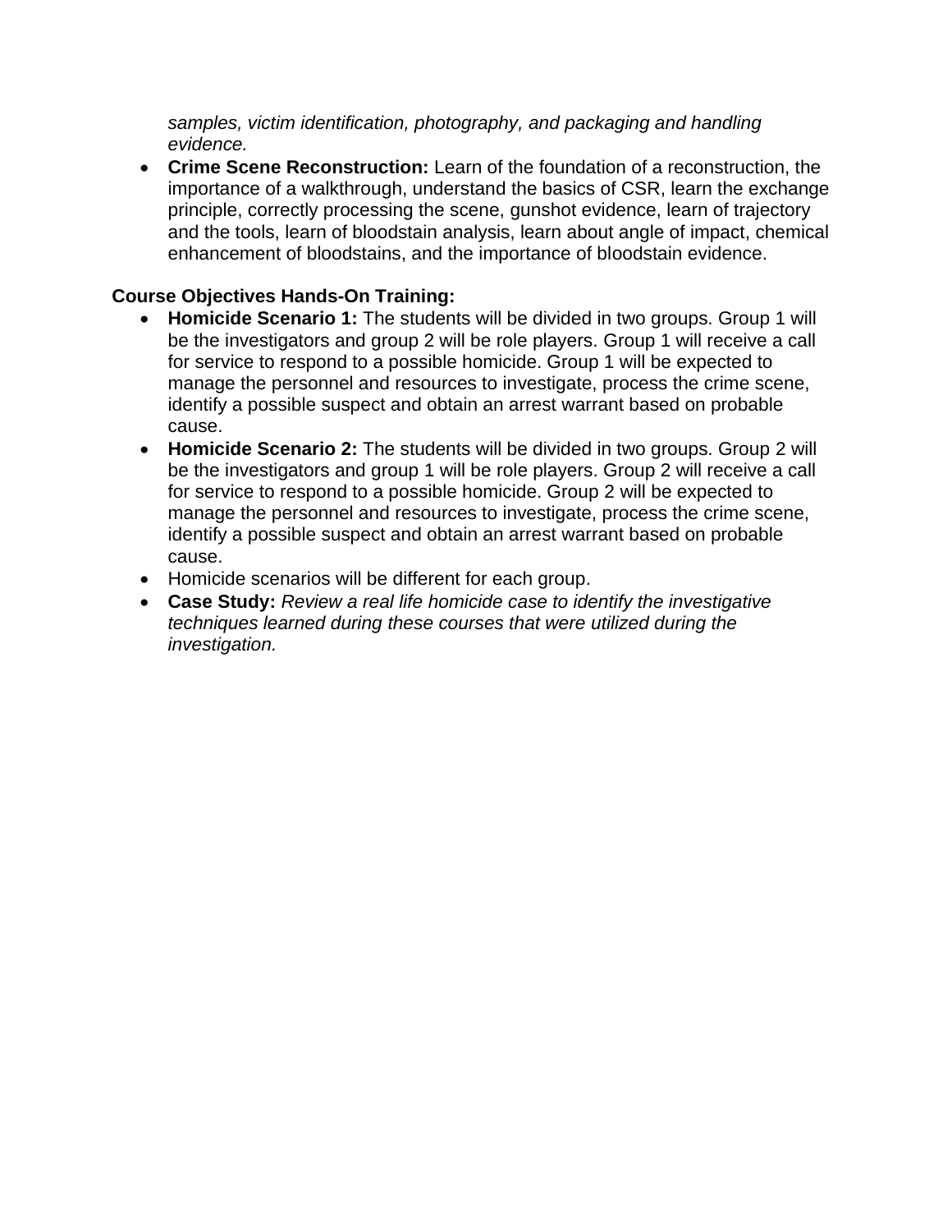*samples, victim identification, photography, and packaging and handling evidence.*

- **Crime Scene Reconstruction:** Learn of the foundation of a reconstruction, the importance of a walkthrough, understand the basics of CSR, learn the exchange principle, correctly processing the scene, gunshot evidence, learn of trajectory and the tools, learn of bloodstain analysis, learn about angle of impact, chemical enhancement of bloodstains, and the importance of bloodstain evidence.

**Course Objectives Hands-On Training:**

- **Homicide Scenario 1:** The students will be divided in two groups. Group 1 will be the investigators and group 2 will be role players. Group 1 will receive a call for service to respond to a possible homicide. Group 1 will be expected to manage the personnel and resources to investigate, process the crime scene, identify a possible suspect and obtain an arrest warrant based on probable cause.
- **Homicide Scenario 2:** The students will be divided in two groups. Group 2 will be the investigators and group 1 will be role players. Group 2 will receive a call for service to respond to a possible homicide. Group 2 will be expected to manage the personnel and resources to investigate, process the crime scene, identify a possible suspect and obtain an arrest warrant based on probable cause.
- Homicide scenarios will be different for each group.
- **Case Study:** *Review a real life homicide case to identify the investigative techniques learned during these courses that were utilized during the investigation.*